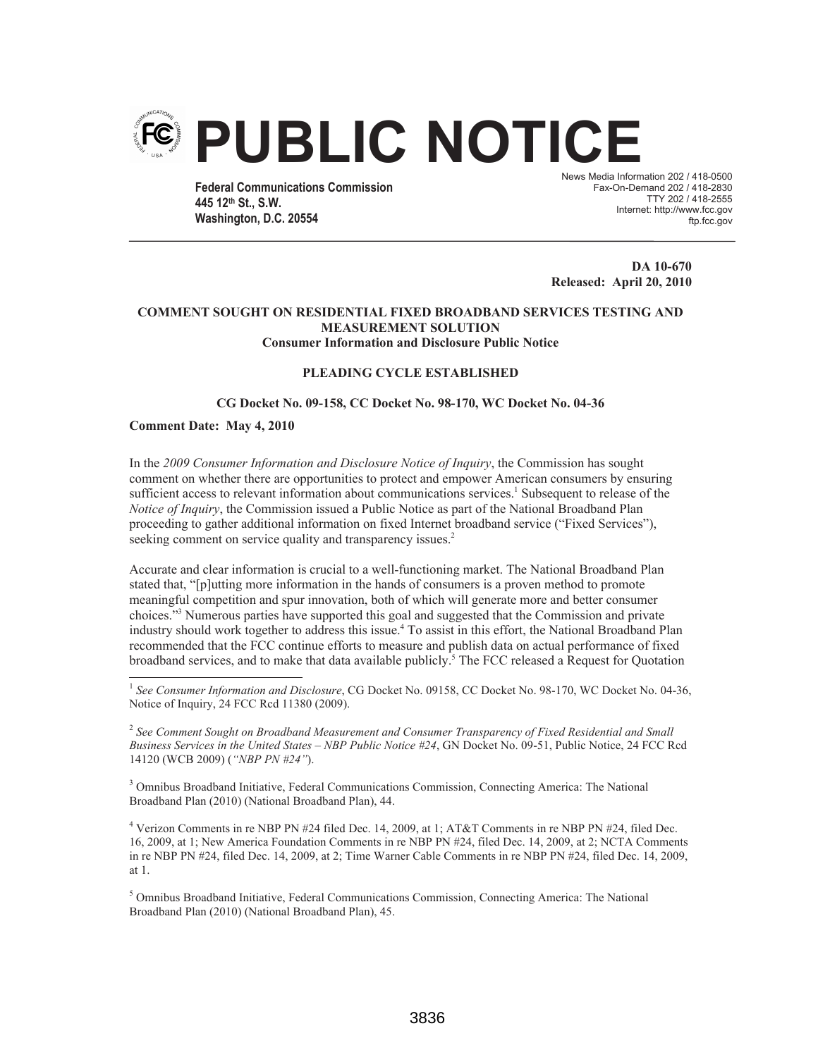# PUBLIC NOTICE

**Federal Communications Commission**
**445 12th St., S.W.**
**Washington, D.C. 20554**

News Media Information 202 / 418-0500
Fax-On-Demand 202 / 418-2830
TTY 202 / 418-2555
Internet: http://www.fcc.gov
ftp.fcc.gov

**DA 10-670**
**Released: April 20, 2010**

**COMMENT SOUGHT ON RESIDENTIAL FIXED BROADBAND SERVICES TESTING AND MEASUREMENT SOLUTION**
**Consumer Information and Disclosure Public Notice**

**PLEADING CYCLE ESTABLISHED**

**CG Docket No. 09-158, CC Docket No. 98-170, WC Docket No. 04-36**

**Comment Date: May 4, 2010**

In the *2009 Consumer Information and Disclosure Notice of Inquiry*, the Commission has sought comment on whether there are opportunities to protect and empower American consumers by ensuring sufficient access to relevant information about communications services.[1] Subsequent to release of the *Notice of Inquiry*, the Commission issued a Public Notice as part of the National Broadband Plan proceeding to gather additional information on fixed Internet broadband service ("Fixed Services"), seeking comment on service quality and transparency issues.[2]

Accurate and clear information is crucial to a well-functioning market. The National Broadband Plan stated that, "[p]utting more information in the hands of consumers is a proven method to promote meaningful competition and spur innovation, both of which will generate more and better consumer choices."[3] Numerous parties have supported this goal and suggested that the Commission and private industry should work together to address this issue.[4] To assist in this effort, the National Broadband Plan recommended that the FCC continue efforts to measure and publish data on actual performance of fixed broadband services, and to make that data available publicly.[5] The FCC released a Request for Quotation

---

[1] *See Consumer Information and Disclosure*, CG Docket No. 09158, CC Docket No. 98-170, WC Docket No. 04-36, Notice of Inquiry, 24 FCC Rcd 11380 (2009).

[2] *See Comment Sought on Broadband Measurement and Consumer Transparency of Fixed Residential and Small Business Services in the United States – NBP Public Notice #24*, GN Docket No. 09-51, Public Notice, 24 FCC Rcd 14120 (WCB 2009) (*"NBP PN #24"*).

[3] Omnibus Broadband Initiative, Federal Communications Commission, Connecting America: The National Broadband Plan (2010) (National Broadband Plan), 44.

[4] Verizon Comments in re NBP PN #24 filed Dec. 14, 2009, at 1; AT&T Comments in re NBP PN #24, filed Dec. 16, 2009, at 1; New America Foundation Comments in re NBP PN #24, filed Dec. 14, 2009, at 2; NCTA Comments in re NBP PN #24, filed Dec. 14, 2009, at 2; Time Warner Cable Comments in re NBP PN #24, filed Dec. 14, 2009, at 1.

[5] Omnibus Broadband Initiative, Federal Communications Commission, Connecting America: The National Broadband Plan (2010) (National Broadband Plan), 45.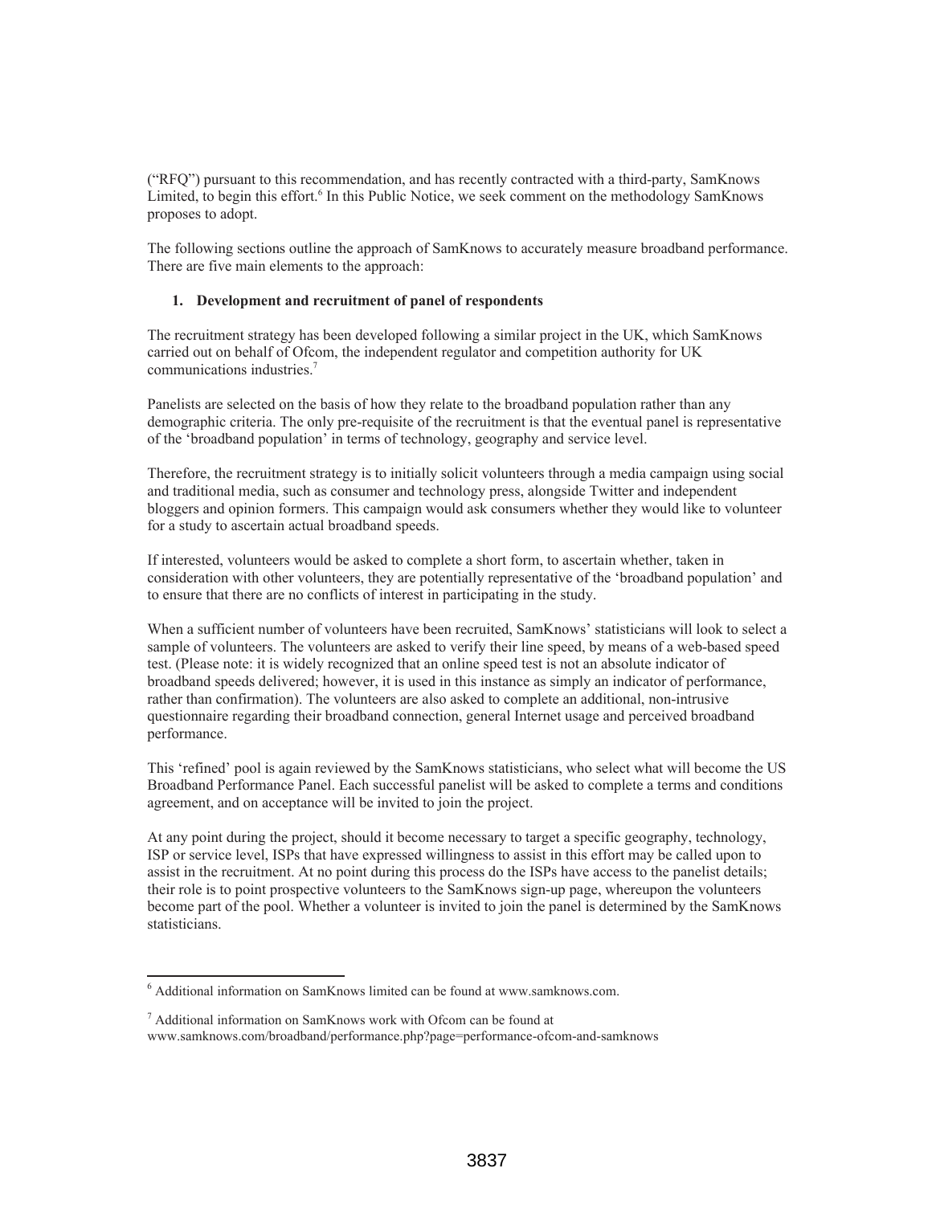("RFQ") pursuant to this recommendation, and has recently contracted with a third-party, SamKnows Limited, to begin this effort.[6] In this Public Notice, we seek comment on the methodology SamKnows proposes to adopt.

The following sections outline the approach of SamKnows to accurately measure broadband performance. There are five main elements to the approach:

1. **Development and recruitment of panel of respondents**

The recruitment strategy has been developed following a similar project in the UK, which SamKnows carried out on behalf of Ofcom, the independent regulator and competition authority for UK communications industries.[7]

Panelists are selected on the basis of how they relate to the broadband population rather than any demographic criteria. The only pre-requisite of the recruitment is that the eventual panel is representative of the 'broadband population' in terms of technology, geography and service level.

Therefore, the recruitment strategy is to initially solicit volunteers through a media campaign using social and traditional media, such as consumer and technology press, alongside Twitter and independent bloggers and opinion formers. This campaign would ask consumers whether they would like to volunteer for a study to ascertain actual broadband speeds.

If interested, volunteers would be asked to complete a short form, to ascertain whether, taken in consideration with other volunteers, they are potentially representative of the 'broadband population' and to ensure that there are no conflicts of interest in participating in the study.

When a sufficient number of volunteers have been recruited, SamKnows' statisticians will look to select a sample of volunteers. The volunteers are asked to verify their line speed, by means of a web-based speed test. (Please note: it is widely recognized that an online speed test is not an absolute indicator of broadband speeds delivered; however, it is used in this instance as simply an indicator of performance, rather than confirmation). The volunteers are also asked to complete an additional, non-intrusive questionnaire regarding their broadband connection, general Internet usage and perceived broadband performance.

This 'refined' pool is again reviewed by the SamKnows statisticians, who select what will become the US Broadband Performance Panel. Each successful panelist will be asked to complete a terms and conditions agreement, and on acceptance will be invited to join the project.

At any point during the project, should it become necessary to target a specific geography, technology, ISP or service level, ISPs that have expressed willingness to assist in this effort may be called upon to assist in the recruitment. At no point during this process do the ISPs have access to the panelist details; their role is to point prospective volunteers to the SamKnows sign-up page, whereupon the volunteers become part of the pool. Whether a volunteer is invited to join the panel is determined by the SamKnows statisticians.

---

[6] Additional information on SamKnows limited can be found at www.samknows.com.

[7] Additional information on SamKnows work with Ofcom can be found at www.samknows.com/broadband/performance.php?page=performance-ofcom-and-samknows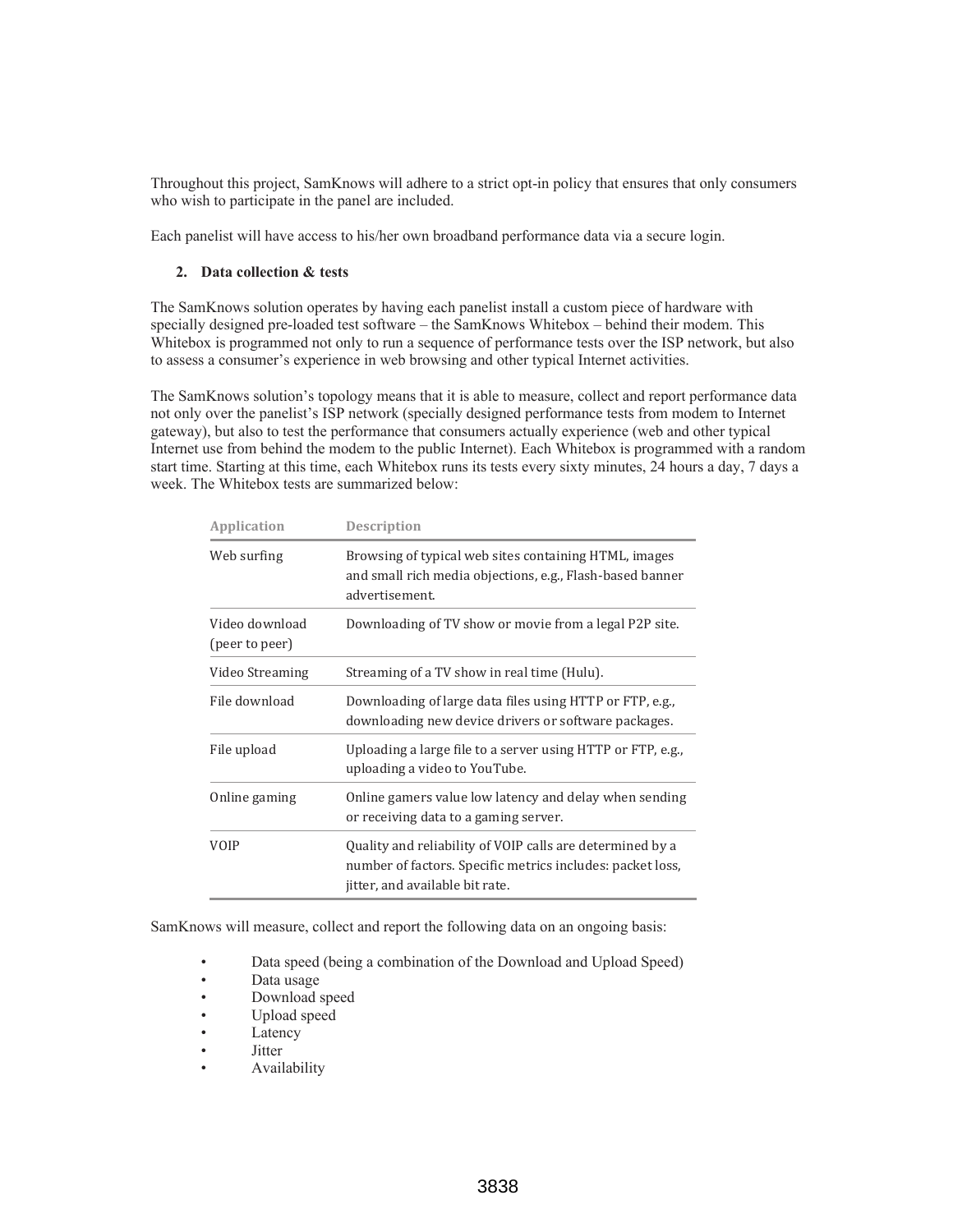Throughout this project, SamKnows will adhere to a strict opt-in policy that ensures that only consumers who wish to participate in the panel are included.

Each panelist will have access to his/her own broadband performance data via a secure login.

## 2. Data collection & tests

The SamKnows solution operates by having each panelist install a custom piece of hardware with specially designed pre-loaded test software – the SamKnows Whitebox – behind their modem. This Whitebox is programmed not only to run a sequence of performance tests over the ISP network, but also to assess a consumer's experience in web browsing and other typical Internet activities.

The SamKnows solution's topology means that it is able to measure, collect and report performance data not only over the panelist's ISP network (specially designed performance tests from modem to Internet gateway), but also to test the performance that consumers actually experience (web and other typical Internet use from behind the modem to the public Internet). Each Whitebox is programmed with a random start time. Starting at this time, each Whitebox runs its tests every sixty minutes, 24 hours a day, 7 days a week. The Whitebox tests are summarized below:

| Application | Description |
|---|---|
| Web surfing | Browsing of typical web sites containing HTML, images and small rich media objections, e.g., Flash-based banner advertisement. |
| Video download (peer to peer) | Downloading of TV show or movie from a legal P2P site. |
| Video Streaming | Streaming of a TV show in real time (Hulu). |
| File download | Downloading of large data files using HTTP or FTP, e.g., downloading new device drivers or software packages. |
| File upload | Uploading a large file to a server using HTTP or FTP, e.g., uploading a video to YouTube. |
| Online gaming | Online gamers value low latency and delay when sending or receiving data to a gaming server. |
| VOIP | Quality and reliability of VOIP calls are determined by a number of factors. Specific metrics includes: packet loss, jitter, and available bit rate. |

SamKnows will measure, collect and report the following data on an ongoing basis:

- Data speed (being a combination of the Download and Upload Speed)
- Data usage
- Download speed
- Upload speed
- Latency
- Jitter
- Availability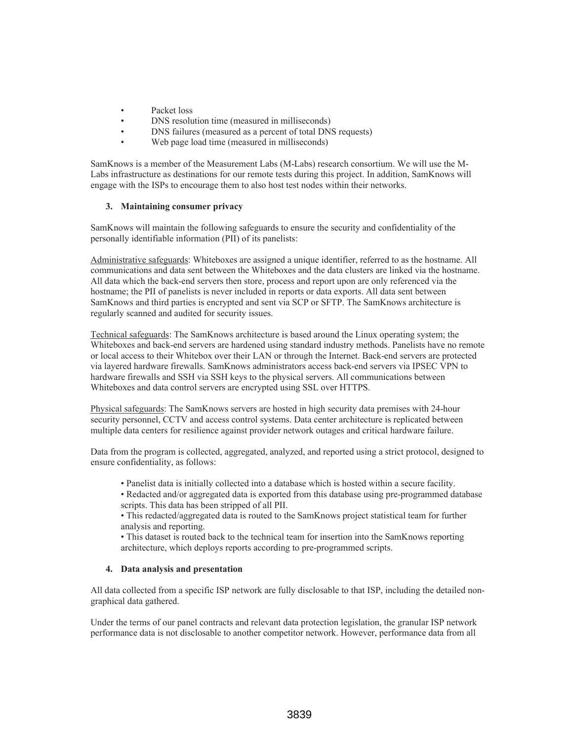- Packet loss
- DNS resolution time (measured in milliseconds)
- DNS failures (measured as a percent of total DNS requests)
- Web page load time (measured in milliseconds)

SamKnows is a member of the Measurement Labs (M-Labs) research consortium. We will use the M-Labs infrastructure as destinations for our remote tests during this project. In addition, SamKnows will engage with the ISPs to encourage them to also host test nodes within their networks.

### 3. Maintaining consumer privacy

SamKnows will maintain the following safeguards to ensure the security and confidentiality of the personally identifiable information (PII) of its panelists:

<u>Administrative safeguards</u>: Whiteboxes are assigned a unique identifier, referred to as the hostname. All communications and data sent between the Whiteboxes and the data clusters are linked via the hostname. All data which the back-end servers then store, process and report upon are only referenced via the hostname; the PII of panelists is never included in reports or data exports. All data sent between SamKnows and third parties is encrypted and sent via SCP or SFTP. The SamKnows architecture is regularly scanned and audited for security issues.

<u>Technical safeguards</u>: The SamKnows architecture is based around the Linux operating system; the Whiteboxes and back-end servers are hardened using standard industry methods. Panelists have no remote or local access to their Whitebox over their LAN or through the Internet. Back-end servers are protected via layered hardware firewalls. SamKnows administrators access back-end servers via IPSEC VPN to hardware firewalls and SSH via SSH keys to the physical servers. All communications between Whiteboxes and data control servers are encrypted using SSL over HTTPS.

<u>Physical safeguards</u>: The SamKnows servers are hosted in high security data premises with 24-hour security personnel, CCTV and access control systems. Data center architecture is replicated between multiple data centers for resilience against provider network outages and critical hardware failure.

Data from the program is collected, aggregated, analyzed, and reported using a strict protocol, designed to ensure confidentiality, as follows:

- Panelist data is initially collected into a database which is hosted within a secure facility.
- Redacted and/or aggregated data is exported from this database using pre-programmed database scripts. This data has been stripped of all PII.
- This redacted/aggregated data is routed to the SamKnows project statistical team for further analysis and reporting.
- This dataset is routed back to the technical team for insertion into the SamKnows reporting architecture, which deploys reports according to pre-programmed scripts.

### 4. Data analysis and presentation

All data collected from a specific ISP network are fully disclosable to that ISP, including the detailed non-graphical data gathered.

Under the terms of our panel contracts and relevant data protection legislation, the granular ISP network performance data is not disclosable to another competitor network. However, performance data from all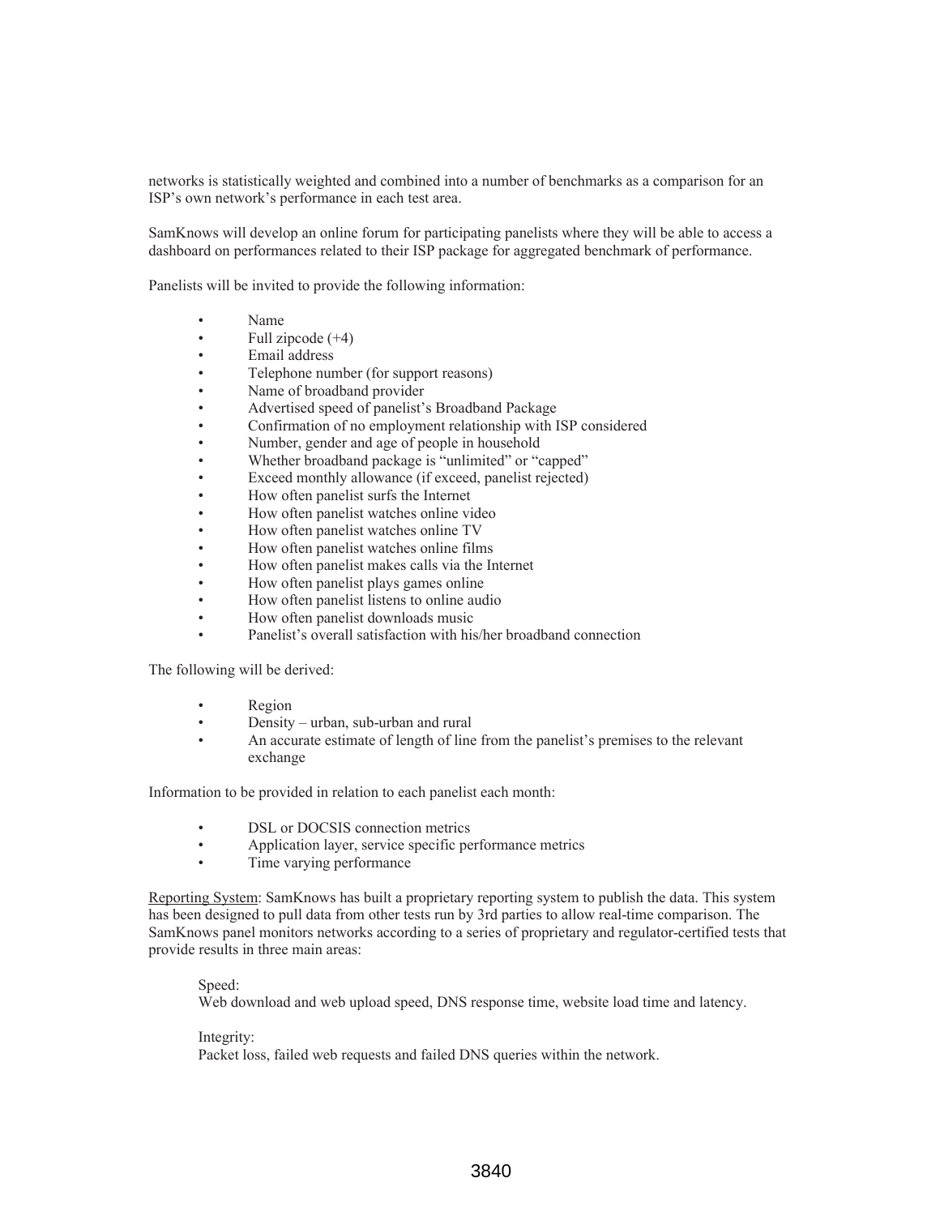networks is statistically weighted and combined into a number of benchmarks as a comparison for an ISP's own network's performance in each test area.

SamKnows will develop an online forum for participating panelists where they will be able to access a dashboard on performances related to their ISP package for aggregated benchmark of performance.

Panelists will be invited to provide the following information:

- Name
- Full zipcode (+4)
- Email address
- Telephone number (for support reasons)
- Name of broadband provider
- Advertised speed of panelist's Broadband Package
- Confirmation of no employment relationship with ISP considered
- Number, gender and age of people in household
- Whether broadband package is "unlimited" or "capped"
- Exceed monthly allowance (if exceed, panelist rejected)
- How often panelist surfs the Internet
- How often panelist watches online video
- How often panelist watches online TV
- How often panelist watches online films
- How often panelist makes calls via the Internet
- How often panelist plays games online
- How often panelist listens to online audio
- How often panelist downloads music
- Panelist's overall satisfaction with his/her broadband connection

The following will be derived:

- Region
- Density – urban, sub-urban and rural
- An accurate estimate of length of line from the panelist's premises to the relevant exchange

Information to be provided in relation to each panelist each month:

- DSL or DOCSIS connection metrics
- Application layer, service specific performance metrics
- Time varying performance

Reporting System: SamKnows has built a proprietary reporting system to publish the data. This system has been designed to pull data from other tests run by 3rd parties to allow real-time comparison. The SamKnows panel monitors networks according to a series of proprietary and regulator-certified tests that provide results in three main areas:

Speed:
Web download and web upload speed, DNS response time, website load time and latency.

Integrity:
Packet loss, failed web requests and failed DNS queries within the network.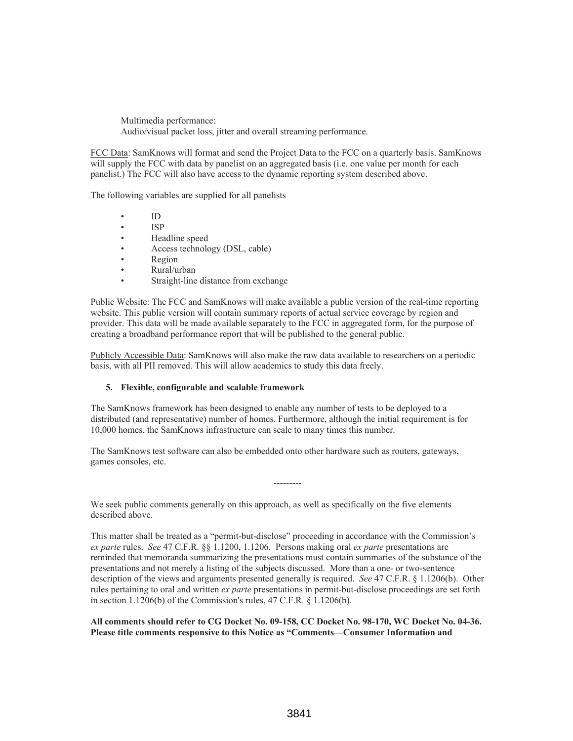Multimedia performance:
Audio/visual packet loss, jitter and overall streaming performance.

FCC Data: SamKnows will format and send the Project Data to the FCC on a quarterly basis. SamKnows will supply the FCC with data by panelist on an aggregated basis (i.e. one value per month for each panelist.) The FCC will also have access to the dynamic reporting system described above.

The following variables are supplied for all panelists

- ID
- ISP
- Headline speed
- Access technology (DSL, cable)
- Region
- Rural/urban
- Straight-line distance from exchange

Public Website: The FCC and SamKnows will make available a public version of the real-time reporting website. This public version will contain summary reports of actual service coverage by region and provider. This data will be made available separately to the FCC in aggregated form, for the purpose of creating a broadband performance report that will be published to the general public.

Publicly Accessible Data: SamKnows will also make the raw data available to researchers on a periodic basis, with all PII removed. This will allow academics to study this data freely.

**5. Flexible, configurable and scalable framework**

The SamKnows framework has been designed to enable any number of tests to be deployed to a distributed (and representative) number of homes. Furthermore, although the initial requirement is for 10,000 homes, the SamKnows infrastructure can scale to many times this number.

The SamKnows test software can also be embedded onto other hardware such as routers, gateways, games consoles, etc.

---------

We seek public comments generally on this approach, as well as specifically on the five elements described above.

This matter shall be treated as a "permit-but-disclose" proceeding in accordance with the Commission's *ex parte* rules. *See* 47 C.F.R. §§ 1.1200, 1.1206. Persons making oral *ex parte* presentations are reminded that memoranda summarizing the presentations must contain summaries of the substance of the presentations and not merely a listing of the subjects discussed. More than a one- or two-sentence description of the views and arguments presented generally is required. *See* 47 C.F.R. § 1.1206(b). Other rules pertaining to oral and written *ex parte* presentations in permit-but-disclose proceedings are set forth in section 1.1206(b) of the Commission's rules, 47 C.F.R. § 1.1206(b).

**All comments should refer to CG Docket No. 09-158, CC Docket No. 98-170, WC Docket No. 04-36. Please title comments responsive to this Notice as "Comments—Consumer Information and**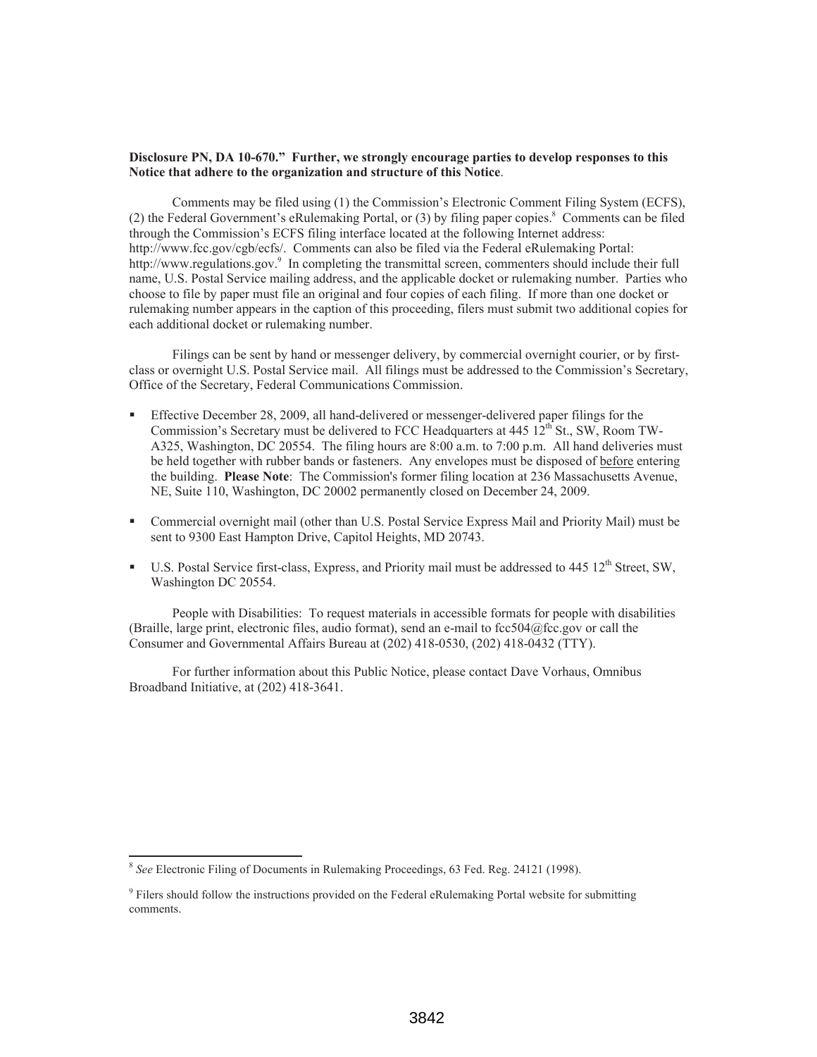**Disclosure PN, DA 10-670." Further, we strongly encourage parties to develop responses to this Notice that adhere to the organization and structure of this Notice**.

Comments may be filed using (1) the Commission's Electronic Comment Filing System (ECFS), (2) the Federal Government's eRulemaking Portal, or (3) by filing paper copies.[8] Comments can be filed through the Commission's ECFS filing interface located at the following Internet address: http://www.fcc.gov/cgb/ecfs/. Comments can also be filed via the Federal eRulemaking Portal: http://www.regulations.gov.[9] In completing the transmittal screen, commenters should include their full name, U.S. Postal Service mailing address, and the applicable docket or rulemaking number. Parties who choose to file by paper must file an original and four copies of each filing. If more than one docket or rulemaking number appears in the caption of this proceeding, filers must submit two additional copies for each additional docket or rulemaking number.

Filings can be sent by hand or messenger delivery, by commercial overnight courier, or by first-class or overnight U.S. Postal Service mail. All filings must be addressed to the Commission's Secretary, Office of the Secretary, Federal Communications Commission.

- Effective December 28, 2009, all hand-delivered or messenger-delivered paper filings for the Commission's Secretary must be delivered to FCC Headquarters at 445 12th St., SW, Room TW-A325, Washington, DC 20554. The filing hours are 8:00 a.m. to 7:00 p.m. All hand deliveries must be held together with rubber bands or fasteners. Any envelopes must be disposed of before entering the building. **Please Note**: The Commission's former filing location at 236 Massachusetts Avenue, NE, Suite 110, Washington, DC 20002 permanently closed on December 24, 2009.

- Commercial overnight mail (other than U.S. Postal Service Express Mail and Priority Mail) must be sent to 9300 East Hampton Drive, Capitol Heights, MD 20743.

- U.S. Postal Service first-class, Express, and Priority mail must be addressed to 445 12th Street, SW, Washington DC 20554.

People with Disabilities: To request materials in accessible formats for people with disabilities (Braille, large print, electronic files, audio format), send an e-mail to fcc504@fcc.gov or call the Consumer and Governmental Affairs Bureau at (202) 418-0530, (202) 418-0432 (TTY).

For further information about this Public Notice, please contact Dave Vorhaus, Omnibus Broadband Initiative, at (202) 418-3641.

---

[8] *See* Electronic Filing of Documents in Rulemaking Proceedings, 63 Fed. Reg. 24121 (1998).

[9] Filers should follow the instructions provided on the Federal eRulemaking Portal website for submitting comments.